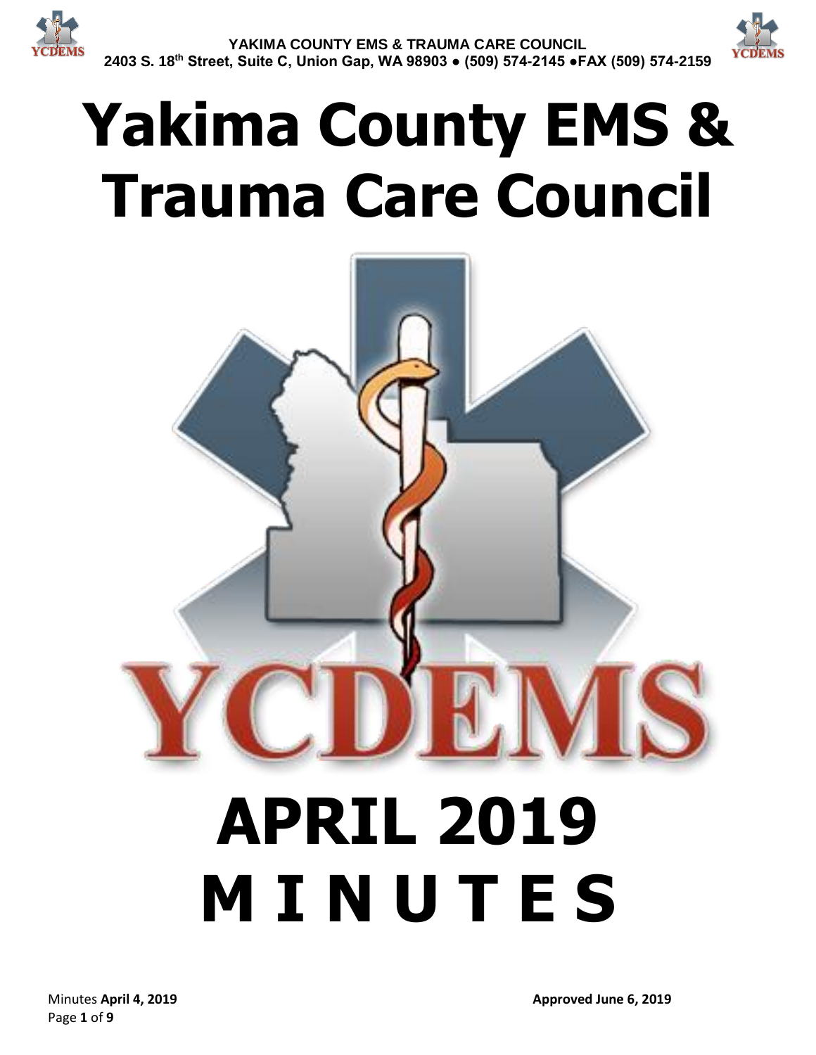YAKIMA COUNTY EMS & TRAUMA CARE COUNCIL

2403 S. 18th Street, Suite C, Union Gap, WA 98903 ● (509) 574-2145 ●FAX (509) 574-2159

# Yakima County EMS & Trauma Care Council

YCDEMS

# APRIL 2019
# M I N U T E S

Minutes **April 4, 2019** **Approved June 6, 2019**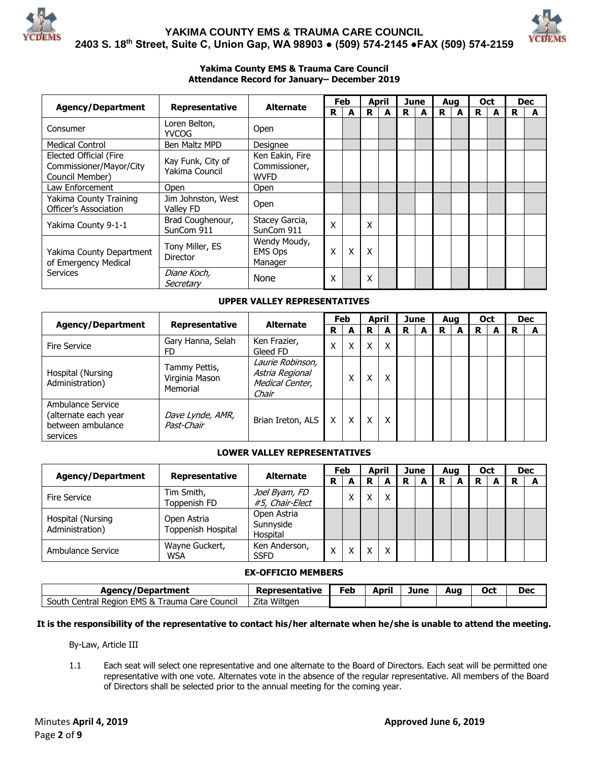### Yakima County EMS & Trauma Care Council
### Attendance Record for January– December 2019

| Agency/Department | Representative | Alternate | Feb | | April | | June | | Aug | | Oct | | Dec | |
|---|---|---|---|---|---|---|---|---|---|---|---|---|---|---|
| | | | R | A | R | A | R | A | R | A | R | A | R | A |
| Consumer | Loren Belton, YVCOG | Open | | | | | | | | | | | | |
| Medical Control | Ben Maltz MPD | Designee | | | | | | | | | | | | |
| Elected Official (Fire Commissioner/Mayor/City Council Member) | Kay Funk, City of Yakima Council | Ken Eakin, Fire Commissioner, WVFD | | | | | | | | | | | | |
| Law Enforcement | Open | Open | | | | | | | | | | | | |
| Yakima County Training Officer's Association | Jim Johnston, West Valley FD | Open | | | | | | | | | | | | |
| Yakima County 9-1-1 | Brad Coughenour, SunCom 911 | Stacey Garcia, SunCom 911 | X | | X | | | | | | | | | |
| Yakima County Department of Emergency Medical Services | Tony Miller, ES Director | Wendy Moudy, EMS Ops Manager | X | X | X | | | | | | | | | |
| | *Diane Koch, Secretary* | None | X | | X | | | | | | | | | |

**UPPER VALLEY REPRESENTATIVES**

| Agency/Department | Representative | Alternate | Feb | | April | | June | | Aug | | Oct | | Dec | |
|---|---|---|---|---|---|---|---|---|---|---|---|---|---|---|
| | | | R | A | R | A | R | A | R | A | R | A | R | A |
| Fire Service | Gary Hanna, Selah FD | Ken Frazier, Gleed FD | X | X | X | X | | | | | | | | |
| Hospital (Nursing Administration) | Tammy Pettis, Virginia Mason Memorial | *Laurie Robinson, Astria Regional Medical Center, Chair* | | X | X | X | | | | | | | | |
| Ambulance Service (alternate each year between ambulance services | *Dave Lynde, AMR, Past-Chair* | Brian Ireton, ALS | X | X | X | X | | | | | | | | |

**LOWER VALLEY REPRESENTATIVES**

| Agency/Department | Representative | Alternate | Feb | | April | | June | | Aug | | Oct | | Dec | |
|---|---|---|---|---|---|---|---|---|---|---|---|---|---|---|
| | | | R | A | R | A | R | A | R | A | R | A | R | A |
| Fire Service | Tim Smith, Toppenish FD | *Joel Byam, FD #5, Chair-Elect* | | X | X | X | | | | | | | | |
| Hospital (Nursing Administration) | Open Astria Toppenish Hospital | Open Astria Sunnyside Hospital | | | | | | | | | | | | |
| Ambulance Service | Wayne Guckert, WSA | Ken Anderson, SSFD | X | X | X | X | | | | | | | | |

**EX-OFFICIO MEMBERS**

| Agency/Department | Representative | Feb | April | June | Aug | Oct | Dec |
|---|---|---|---|---|---|---|---|
| South Central Region EMS & Trauma Care Council | Zita Wiltgen | | | | | | |

**It is the responsibility of the representative to contact his/her alternate when he/she is unable to attend the meeting.**

By-Law, Article III

1.1 Each seat will select one representative and one alternate to the Board of Directors. Each seat will be permitted one representative with one vote. Alternates vote in the absence of the regular representative. All members of the Board of Directors shall be selected prior to the annual meeting for the coming year.

Minutes **April 4, 2019** **Approved June 6, 2019**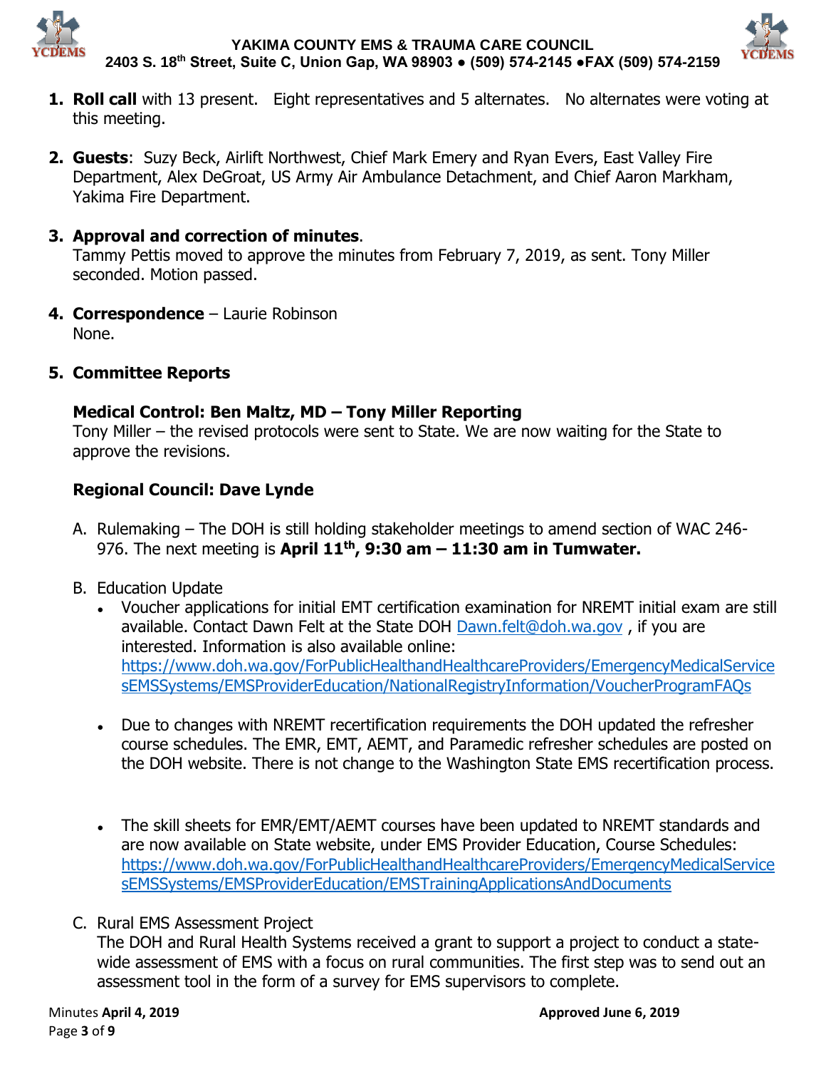1. **Roll call** with 13 present. Eight representatives and 5 alternates. No alternates were voting at this meeting.

2. **Guests**: Suzy Beck, Airlift Northwest, Chief Mark Emery and Ryan Evers, East Valley Fire Department, Alex DeGroat, US Army Air Ambulance Detachment, and Chief Aaron Markham, Yakima Fire Department.

3. **Approval and correction of minutes**.
   Tammy Pettis moved to approve the minutes from February 7, 2019, as sent. Tony Miller seconded. Motion passed.

4. **Correspondence** – Laurie Robinson
   None.

5. **Committee Reports**

   **Medical Control: Ben Maltz, MD – Tony Miller Reporting**
   Tony Miller – the revised protocols were sent to State. We are now waiting for the State to approve the revisions.

   **Regional Council: Dave Lynde**

   A. Rulemaking – The DOH is still holding stakeholder meetings to amend section of WAC 246-976. The next meeting is **April 11th, 9:30 am – 11:30 am in Tumwater.**

   B. Education Update
      - Voucher applications for initial EMT certification examination for NREMT initial exam are still available. Contact Dawn Felt at the State DOH Dawn.felt@doh.wa.gov , if you are interested. Information is also available online: https://www.doh.wa.gov/ForPublicHealthandHealthcareProviders/EmergencyMedicalServicesEMSSystems/EMSProviderEducation/NationalRegistryInformation/VoucherProgramFAQs

      - Due to changes with NREMT recertification requirements the DOH updated the refresher course schedules. The EMR, EMT, AEMT, and Paramedic refresher schedules are posted on the DOH website. There is not change to the Washington State EMS recertification process.

      - The skill sheets for EMR/EMT/AEMT courses have been updated to NREMT standards and are now available on State website, under EMS Provider Education, Course Schedules: https://www.doh.wa.gov/ForPublicHealthandHealthcareProviders/EmergencyMedicalServicesEMSSystems/EMSProviderEducation/EMSTrainingApplicationsAndDocuments

   C. Rural EMS Assessment Project
      The DOH and Rural Health Systems received a grant to support a project to conduct a state-wide assessment of EMS with a focus on rural communities. The first step was to send out an assessment tool in the form of a survey for EMS supervisors to complete.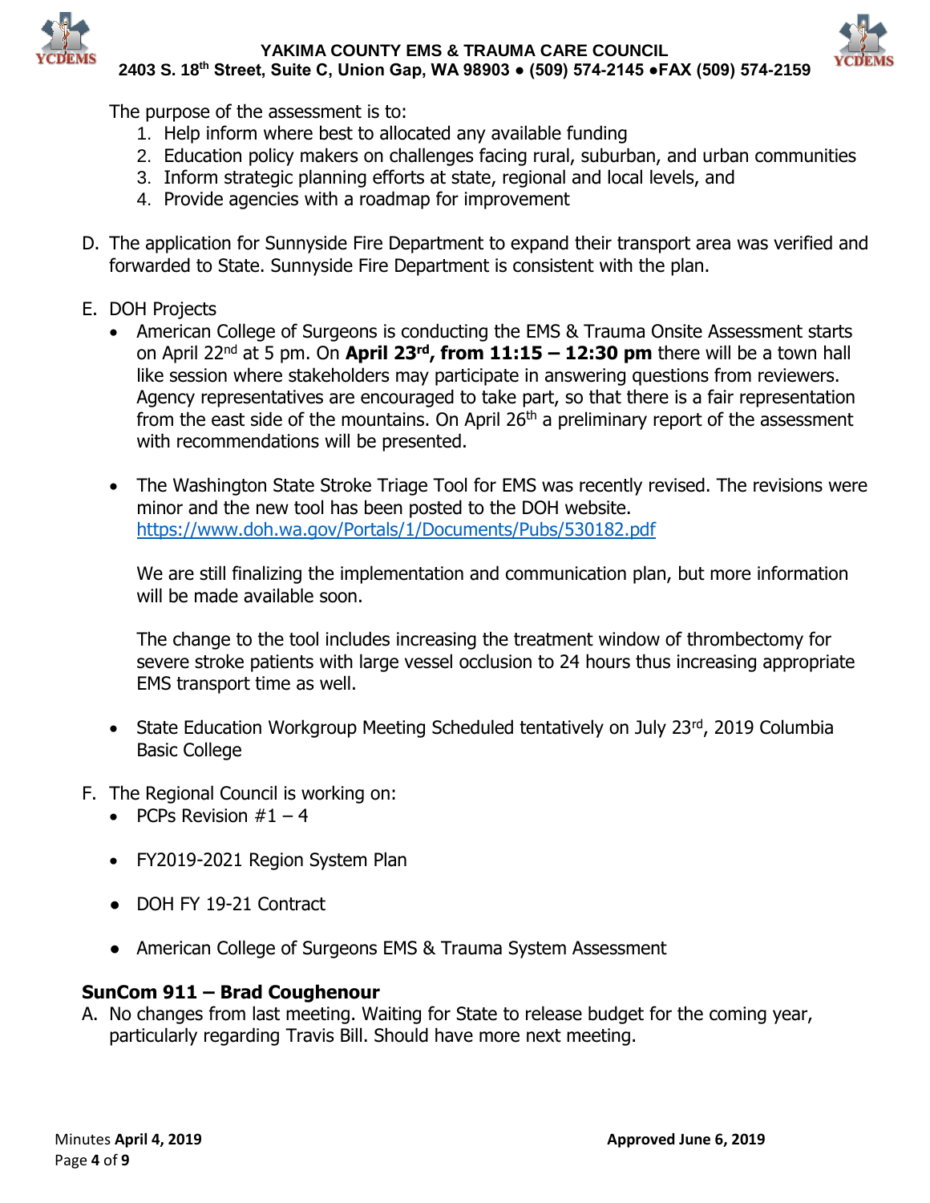The purpose of the assessment is to:

1. Help inform where best to allocated any available funding
2. Education policy makers on challenges facing rural, suburban, and urban communities
3. Inform strategic planning efforts at state, regional and local levels, and
4. Provide agencies with a roadmap for improvement

D. The application for Sunnyside Fire Department to expand their transport area was verified and forwarded to State. Sunnyside Fire Department is consistent with the plan.

E. DOH Projects

- American College of Surgeons is conducting the EMS & Trauma Onsite Assessment starts on April 22nd at 5 pm. On **April 23rd, from 11:15 – 12:30 pm** there will be a town hall like session where stakeholders may participate in answering questions from reviewers. Agency representatives are encouraged to take part, so that there is a fair representation from the east side of the mountains. On April 26th a preliminary report of the assessment with recommendations will be presented.

- The Washington State Stroke Triage Tool for EMS was recently revised. The revisions were minor and the new tool has been posted to the DOH website. https://www.doh.wa.gov/Portals/1/Documents/Pubs/530182.pdf

  We are still finalizing the implementation and communication plan, but more information will be made available soon.

  The change to the tool includes increasing the treatment window of thrombectomy for severe stroke patients with large vessel occlusion to 24 hours thus increasing appropriate EMS transport time as well.

- State Education Workgroup Meeting Scheduled tentatively on July 23rd, 2019 Columbia Basic College

F. The Regional Council is working on:

- PCPs Revision #1 – 4
- FY2019-2021 Region System Plan
- DOH FY 19-21 Contract
- American College of Surgeons EMS & Trauma System Assessment

**SunCom 911 – Brad Coughenour**

A. No changes from last meeting. Waiting for State to release budget for the coming year, particularly regarding Travis Bill. Should have more next meeting.

Minutes **April 4, 2019** **Approved June 6, 2019**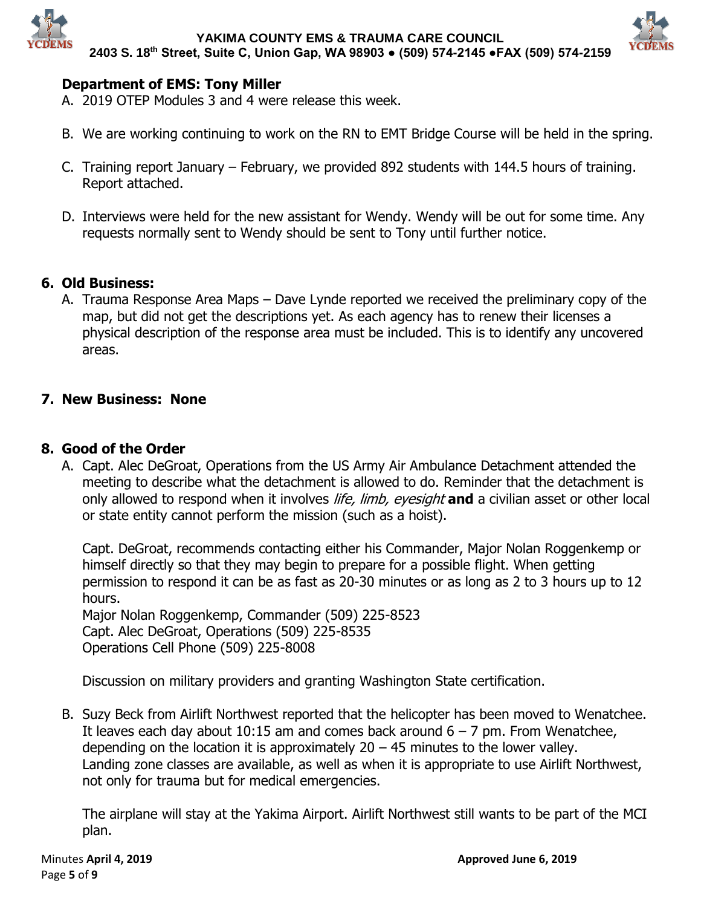**Department of EMS: Tony Miller**

A. 2019 OTEP Modules 3 and 4 were release this week.

B. We are working continuing to work on the RN to EMT Bridge Course will be held in the spring.

C. Training report January – February, we provided 892 students with 144.5 hours of training. Report attached.

D. Interviews were held for the new assistant for Wendy. Wendy will be out for some time. Any requests normally sent to Wendy should be sent to Tony until further notice.

## 6. Old Business:

A. Trauma Response Area Maps – Dave Lynde reported we received the preliminary copy of the map, but did not get the descriptions yet. As each agency has to renew their licenses a physical description of the response area must be included. This is to identify any uncovered areas.

## 7. New Business: None

## 8. Good of the Order

A. Capt. Alec DeGroat, Operations from the US Army Air Ambulance Detachment attended the meeting to describe what the detachment is allowed to do. Reminder that the detachment is only allowed to respond when it involves *life, limb, eyesight* **and** a civilian asset or other local or state entity cannot perform the mission (such as a hoist).

Capt. DeGroat, recommends contacting either his Commander, Major Nolan Roggenkemp or himself directly so that they may begin to prepare for a possible flight. When getting permission to respond it can be as fast as 20-30 minutes or as long as 2 to 3 hours up to 12 hours.
Major Nolan Roggenkemp, Commander (509) 225-8523
Capt. Alec DeGroat, Operations (509) 225-8535
Operations Cell Phone (509) 225-8008

Discussion on military providers and granting Washington State certification.

B. Suzy Beck from Airlift Northwest reported that the helicopter has been moved to Wenatchee. It leaves each day about 10:15 am and comes back around 6 – 7 pm. From Wenatchee, depending on the location it is approximately 20 – 45 minutes to the lower valley. Landing zone classes are available, as well as when it is appropriate to use Airlift Northwest, not only for trauma but for medical emergencies.

The airplane will stay at the Yakima Airport. Airlift Northwest still wants to be part of the MCI plan.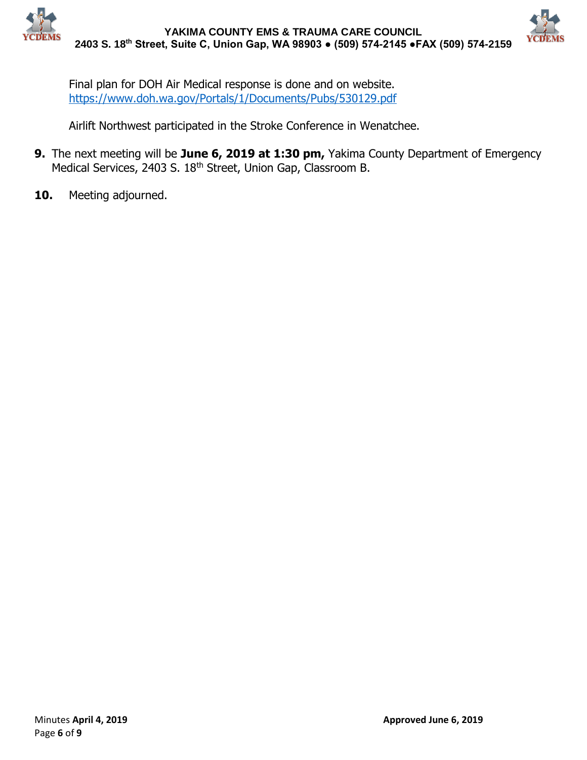Final plan for DOH Air Medical response is done and on website. https://www.doh.wa.gov/Portals/1/Documents/Pubs/530129.pdf

Airlift Northwest participated in the Stroke Conference in Wenatchee.

**9.** The next meeting will be **June 6, 2019 at 1:30 pm,** Yakima County Department of Emergency Medical Services, 2403 S. 18th Street, Union Gap, Classroom B.

**10.** Meeting adjourned.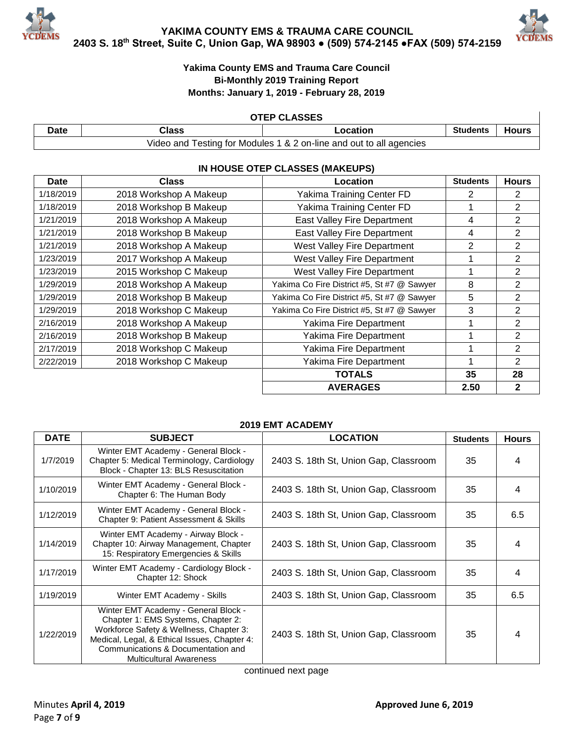# YAKIMA COUNTY EMS & TRAUMA CARE COUNCIL

**2403 S. 18th Street, Suite C, Union Gap, WA 98903 ● (509) 574-2145 ●FAX (509) 574-2159**

**Yakima County EMS and Trauma Care Council**
**Bi-Monthly 2019 Training Report**
**Months: January 1, 2019 - February 28, 2019**

### OTEP CLASSES

| Date | Class | Location | Students | Hours |
|---|---|---|---|---|
| Video and Testing for Modules 1 & 2 on-line and out to all agencies | | | | |

### IN HOUSE OTEP CLASSES (MAKEUPS)

| Date | Class | Location | Students | Hours |
|---|---|---|---|---|
| 1/18/2019 | 2018 Workshop A Makeup | Yakima Training Center FD | 2 | 2 |
| 1/18/2019 | 2018 Workshop B Makeup | Yakima Training Center FD | 1 | 2 |
| 1/21/2019 | 2018 Workshop A Makeup | East Valley Fire Department | 4 | 2 |
| 1/21/2019 | 2018 Workshop B Makeup | East Valley Fire Department | 4 | 2 |
| 1/21/2019 | 2018 Workshop A Makeup | West Valley Fire Department | 2 | 2 |
| 1/23/2019 | 2017 Workshop A Makeup | West Valley Fire Department | 1 | 2 |
| 1/23/2019 | 2015 Workshop C Makeup | West Valley Fire Department | 1 | 2 |
| 1/29/2019 | 2018 Workshop A Makeup | Yakima Co Fire District #5, St #7 @ Sawyer | 8 | 2 |
| 1/29/2019 | 2018 Workshop B Makeup | Yakima Co Fire District #5, St #7 @ Sawyer | 5 | 2 |
| 1/29/2019 | 2018 Workshop C Makeup | Yakima Co Fire District #5, St #7 @ Sawyer | 3 | 2 |
| 2/16/2019 | 2018 Workshop A Makeup | Yakima Fire Department | 1 | 2 |
| 2/16/2019 | 2018 Workshop B Makeup | Yakima Fire Department | 1 | 2 |
| 2/17/2019 | 2018 Workshop C Makeup | Yakima Fire Department | 1 | 2 |
| 2/22/2019 | 2018 Workshop C Makeup | Yakima Fire Department | 1 | 2 |
| | | **TOTALS** | **35** | **28** |
| | | **AVERAGES** | **2.50** | **2** |

### 2019 EMT ACADEMY

| DATE | SUBJECT | LOCATION | Students | Hours |
|---|---|---|---|---|
| 1/7/2019 | Winter EMT Academy - General Block - Chapter 5: Medical Terminology, Cardiology Block - Chapter 13: BLS Resuscitation | 2403 S. 18th St, Union Gap, Classroom | 35 | 4 |
| 1/10/2019 | Winter EMT Academy - General Block - Chapter 6: The Human Body | 2403 S. 18th St, Union Gap, Classroom | 35 | 4 |
| 1/12/2019 | Winter EMT Academy - General Block - Chapter 9: Patient Assessment & Skills | 2403 S. 18th St, Union Gap, Classroom | 35 | 6.5 |
| 1/14/2019 | Winter EMT Academy - Airway Block - Chapter 10: Airway Management, Chapter 15: Respiratory Emergencies & Skills | 2403 S. 18th St, Union Gap, Classroom | 35 | 4 |
| 1/17/2019 | Winter EMT Academy - Cardiology Block - Chapter 12: Shock | 2403 S. 18th St, Union Gap, Classroom | 35 | 4 |
| 1/19/2019 | Winter EMT Academy - Skills | 2403 S. 18th St, Union Gap, Classroom | 35 | 6.5 |
| 1/22/2019 | Winter EMT Academy - General Block - Chapter 1: EMS Systems, Chapter 2: Workforce Safety & Wellness, Chapter 3: Medical, Legal, & Ethical Issues, Chapter 4: Communications & Documentation and Multicultural Awareness | 2403 S. 18th St, Union Gap, Classroom | 35 | 4 |

continued next page

Minutes **April 4, 2019** **Approved June 6, 2019**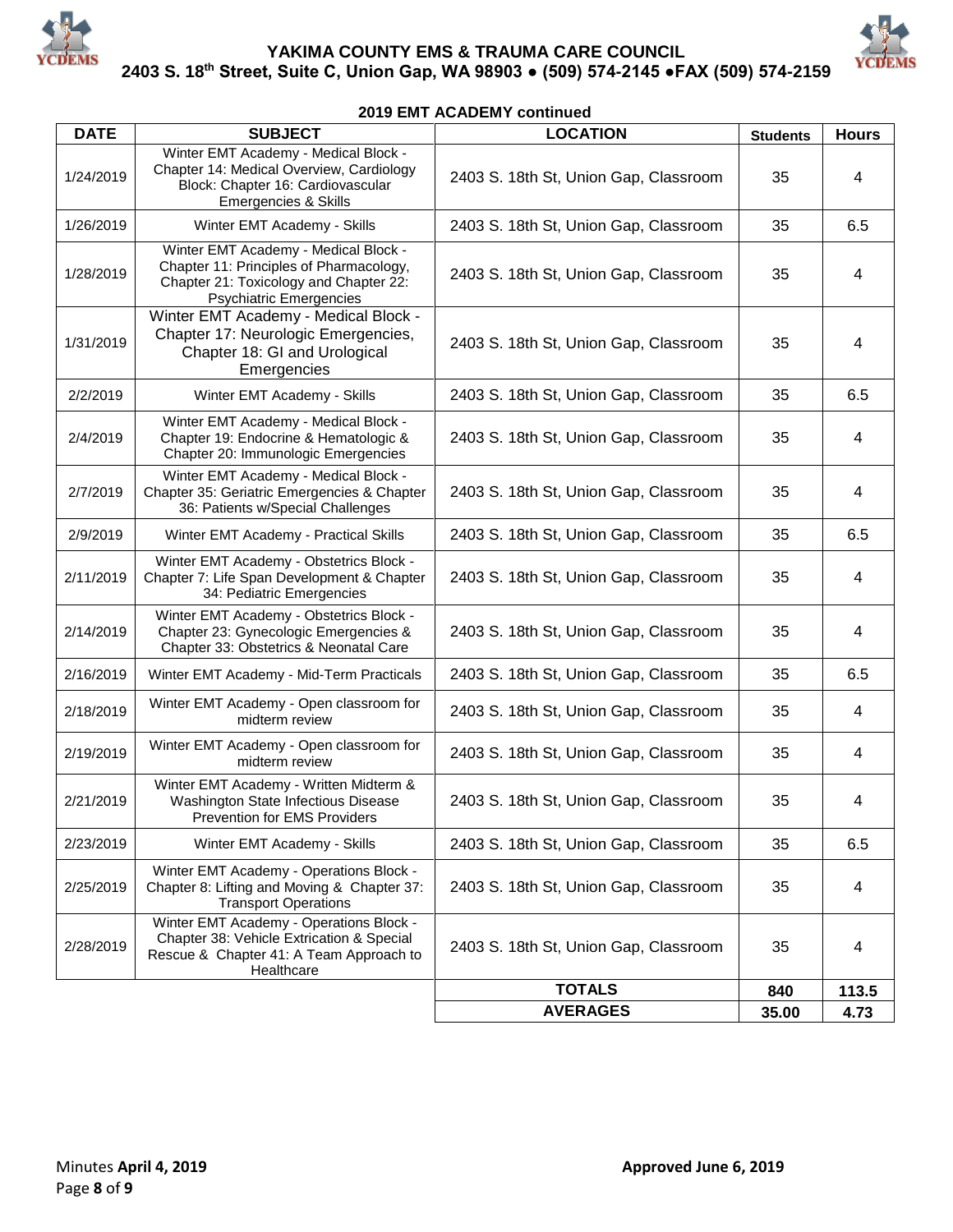### 2019 EMT ACADEMY continued

| DATE | SUBJECT | LOCATION | Students | Hours |
|---|---|---|---|---|
| 1/24/2019 | Winter EMT Academy - Medical Block - Chapter 14: Medical Overview, Cardiology Block: Chapter 16: Cardiovascular Emergencies & Skills | 2403 S. 18th St, Union Gap, Classroom | 35 | 4 |
| 1/26/2019 | Winter EMT Academy - Skills | 2403 S. 18th St, Union Gap, Classroom | 35 | 6.5 |
| 1/28/2019 | Winter EMT Academy - Medical Block - Chapter 11: Principles of Pharmacology, Chapter 21: Toxicology and Chapter 22: Psychiatric Emergencies | 2403 S. 18th St, Union Gap, Classroom | 35 | 4 |
| 1/31/2019 | Winter EMT Academy - Medical Block - Chapter 17: Neurologic Emergencies, Chapter 18: GI and Urological Emergencies | 2403 S. 18th St, Union Gap, Classroom | 35 | 4 |
| 2/2/2019 | Winter EMT Academy - Skills | 2403 S. 18th St, Union Gap, Classroom | 35 | 6.5 |
| 2/4/2019 | Winter EMT Academy - Medical Block - Chapter 19: Endocrine & Hematologic & Chapter 20: Immunologic Emergencies | 2403 S. 18th St, Union Gap, Classroom | 35 | 4 |
| 2/7/2019 | Winter EMT Academy - Medical Block - Chapter 35: Geriatric Emergencies & Chapter 36: Patients w/Special Challenges | 2403 S. 18th St, Union Gap, Classroom | 35 | 4 |
| 2/9/2019 | Winter EMT Academy - Practical Skills | 2403 S. 18th St, Union Gap, Classroom | 35 | 6.5 |
| 2/11/2019 | Winter EMT Academy - Obstetrics Block - Chapter 7: Life Span Development & Chapter 34: Pediatric Emergencies | 2403 S. 18th St, Union Gap, Classroom | 35 | 4 |
| 2/14/2019 | Winter EMT Academy - Obstetrics Block - Chapter 23: Gynecologic Emergencies & Chapter 33: Obstetrics & Neonatal Care | 2403 S. 18th St, Union Gap, Classroom | 35 | 4 |
| 2/16/2019 | Winter EMT Academy - Mid-Term Practicals | 2403 S. 18th St, Union Gap, Classroom | 35 | 6.5 |
| 2/18/2019 | Winter EMT Academy - Open classroom for midterm review | 2403 S. 18th St, Union Gap, Classroom | 35 | 4 |
| 2/19/2019 | Winter EMT Academy - Open classroom for midterm review | 2403 S. 18th St, Union Gap, Classroom | 35 | 4 |
| 2/21/2019 | Winter EMT Academy - Written Midterm & Washington State Infectious Disease Prevention for EMS Providers | 2403 S. 18th St, Union Gap, Classroom | 35 | 4 |
| 2/23/2019 | Winter EMT Academy - Skills | 2403 S. 18th St, Union Gap, Classroom | 35 | 6.5 |
| 2/25/2019 | Winter EMT Academy - Operations Block - Chapter 8: Lifting and Moving & Chapter 37: Transport Operations | 2403 S. 18th St, Union Gap, Classroom | 35 | 4 |
| 2/28/2019 | Winter EMT Academy - Operations Block - Chapter 38: Vehicle Extrication & Special Rescue & Chapter 41: A Team Approach to Healthcare | 2403 S. 18th St, Union Gap, Classroom | 35 | 4 |
| | | **TOTALS** | **840** | **113.5** |
| | | **AVERAGES** | **35.00** | **4.73** |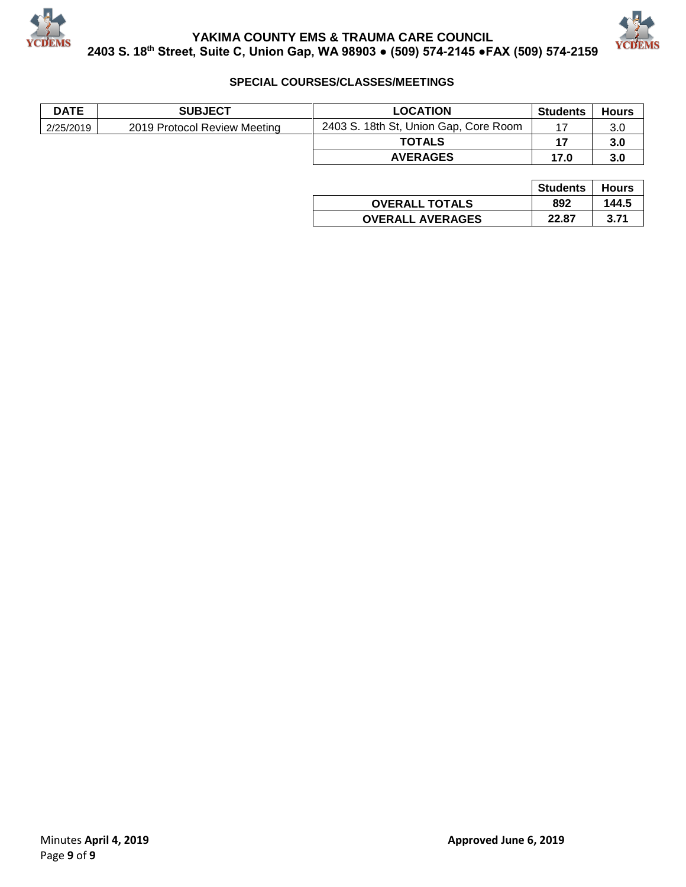**YAKIMA COUNTY EMS & TRAUMA CARE COUNCIL**
**2403 S. 18th Street, Suite C, Union Gap, WA 98903 ● (509) 574-2145 ●FAX (509) 574-2159**

### SPECIAL COURSES/CLASSES/MEETINGS

| DATE | SUBJECT | LOCATION | Students | Hours |
|---|---|---|---|---|
| 2/25/2019 | 2019 Protocol Review Meeting | 2403 S. 18th St, Union Gap, Core Room | 17 | 3.0 |
| | | **TOTALS** | **17** | **3.0** |
| | | **AVERAGES** | **17.0** | **3.0** |

| | Students | Hours |
|---|---|---|
| **OVERALL TOTALS** | **892** | **144.5** |
| **OVERALL AVERAGES** | **22.87** | **3.71** |

Minutes **April 4, 2019** **Approved June 6, 2019**